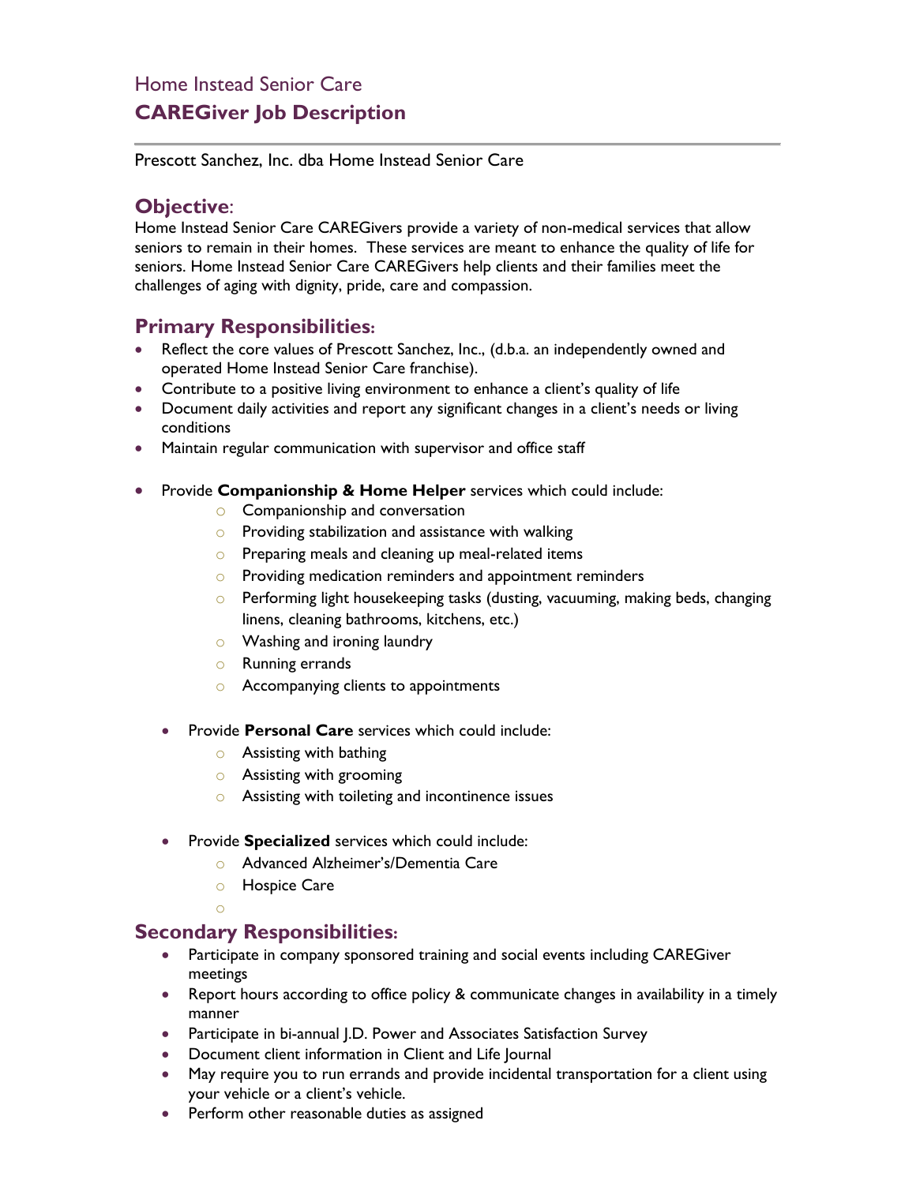# Home Instead Senior Care
## CAREGiver Job Description

Prescott Sanchez, Inc. dba Home Instead Senior Care

## Objective:

Home Instead Senior Care CAREGivers provide a variety of non-medical services that allow seniors to remain in their homes. These services are meant to enhance the quality of life for seniors. Home Instead Senior Care CAREGivers help clients and their families meet the challenges of aging with dignity, pride, care and compassion.

## Primary Responsibilities:

- Reflect the core values of Prescott Sanchez, Inc., (d.b.a. an independently owned and operated Home Instead Senior Care franchise).
- Contribute to a positive living environment to enhance a client's quality of life
- Document daily activities and report any significant changes in a client's needs or living conditions
- Maintain regular communication with supervisor and office staff
- Provide **Companionship & Home Helper** services which could include:
    - Companionship and conversation
    - Providing stabilization and assistance with walking
    - Preparing meals and cleaning up meal-related items
    - Providing medication reminders and appointment reminders
    - Performing light housekeeping tasks (dusting, vacuuming, making beds, changing linens, cleaning bathrooms, kitchens, etc.)
    - Washing and ironing laundry
    - Running errands
    - Accompanying clients to appointments
- Provide **Personal Care** services which could include:
    - Assisting with bathing
    - Assisting with grooming
    - Assisting with toileting and incontinence issues
- Provide **Specialized** services which could include:
    - Advanced Alzheimer's/Dementia Care
    - Hospice Care

## Secondary Responsibilities:

- Participate in company sponsored training and social events including CAREGiver meetings
- Report hours according to office policy & communicate changes in availability in a timely manner
- Participate in bi-annual J.D. Power and Associates Satisfaction Survey
- Document client information in Client and Life Journal
- May require you to run errands and provide incidental transportation for a client using your vehicle or a client's vehicle.
- Perform other reasonable duties as assigned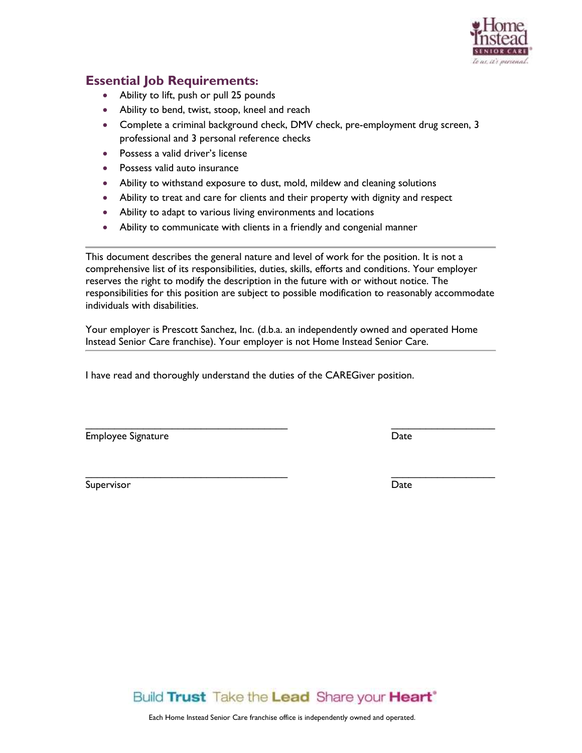## Essential Job Requirements:

- Ability to lift, push or pull 25 pounds
- Ability to bend, twist, stoop, kneel and reach
- Complete a criminal background check, DMV check, pre-employment drug screen, 3 professional and 3 personal reference checks
- Possess a valid driver's license
- Possess valid auto insurance
- Ability to withstand exposure to dust, mold, mildew and cleaning solutions
- Ability to treat and care for clients and their property with dignity and respect
- Ability to adapt to various living environments and locations
- Ability to communicate with clients in a friendly and congenial manner

---

This document describes the general nature and level of work for the position. It is not a comprehensive list of its responsibilities, duties, skills, efforts and conditions. Your employer reserves the right to modify the description in the future with or without notice. The responsibilities for this position are subject to possible modification to reasonably accommodate individuals with disabilities.

Your employer is Prescott Sanchez, Inc. (d.b.a. an independently owned and operated Home Instead Senior Care franchise). Your employer is not Home Instead Senior Care.

---

I have read and thoroughly understand the duties of the CAREGiver position.

_____________________________________ ___________________

Employee Signature Date

_____________________________________ ___________________

Supervisor Date

Build **Trust** Take the **Lead** Share your **Heart**®

Each Home Instead Senior Care franchise office is independently owned and operated.